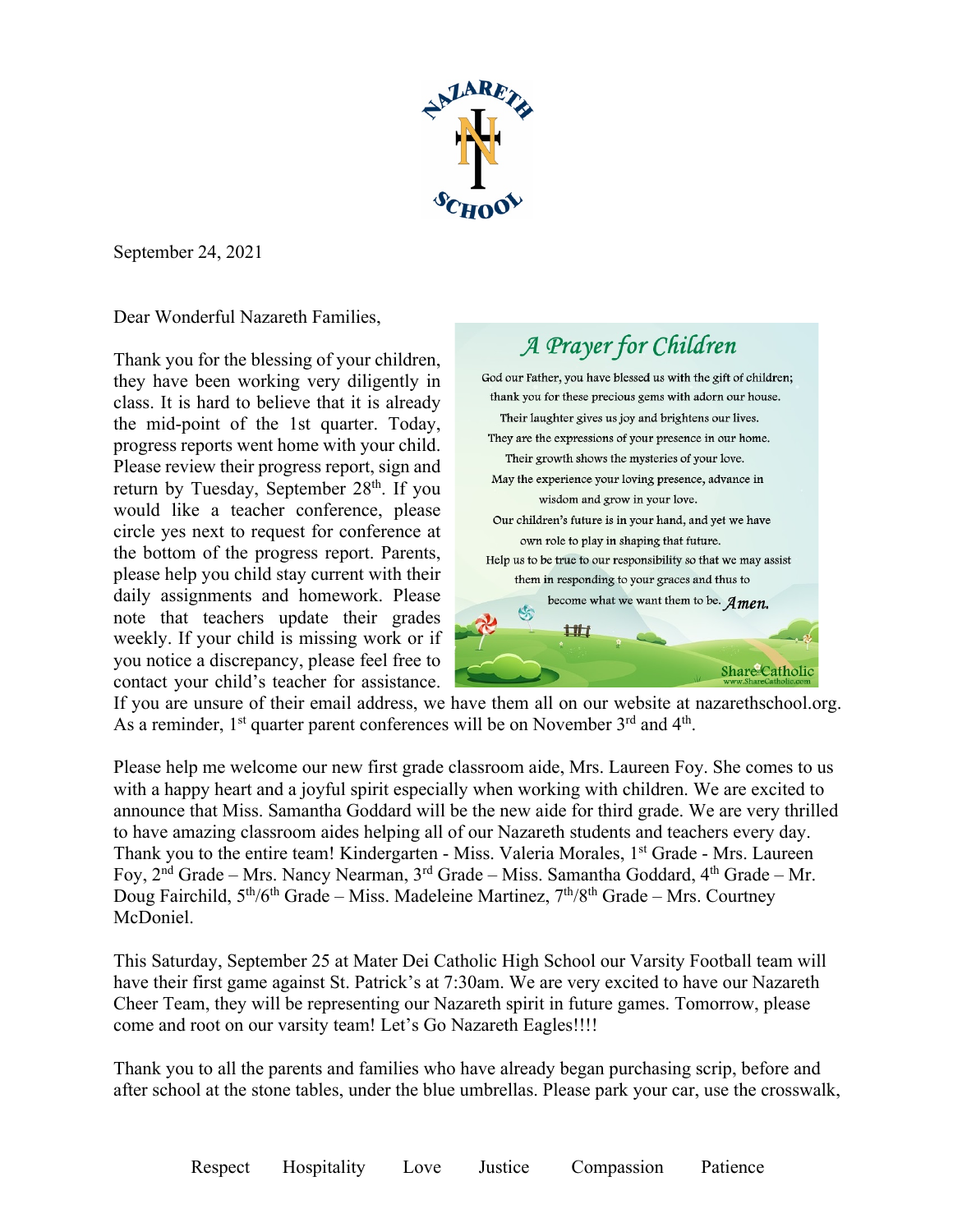September 24, 2021

Dear Wonderful Nazareth Families,

Thank you for the blessing of your children, they have been working very diligently in class. It is hard to believe that it is already the mid-point of the 1st quarter. Today, progress reports went home with your child. Please review their progress report, sign and return by Tuesday, September 28th. If you would like a teacher conference, please circle yes next to request for conference at the bottom of the progress report. Parents, please help you child stay current with their daily assignments and homework. Please note that teachers update their grades weekly. If your child is missing work or if you notice a discrepancy, please feel free to contact your child's teacher for assistance. If you are unsure of their email address, we have them all on our website at nazarethschool.org. As a reminder, 1st quarter parent conferences will be on November 3rd and 4th.

*A Prayer for Children*

God our Father, you have blessed us with the gift of children;
thank you for these precious gems with adorn our house.
Their laughter gives us joy and brightens our lives.
They are the expressions of your presence in our home.
Their growth shows the mysteries of your love.
May the experience your loving presence, advance in
wisdom and grow in your love.
Our children's future is in your hand, and yet we have
own role to play in shaping that future.
Help us to be true to our responsibility so that we may assist
them in responding to your graces and thus to
become what we want them to be. *Amen.*

Please help me welcome our new first grade classroom aide, Mrs. Laureen Foy. She comes to us with a happy heart and a joyful spirit especially when working with children. We are excited to announce that Miss. Samantha Goddard will be the new aide for third grade. We are very thrilled to have amazing classroom aides helping all of our Nazareth students and teachers every day. Thank you to the entire team! Kindergarten - Miss. Valeria Morales, 1st Grade - Mrs. Laureen Foy, 2nd Grade – Mrs. Nancy Nearman, 3rd Grade – Miss. Samantha Goddard, 4th Grade – Mr. Doug Fairchild, 5th/6th Grade – Miss. Madeleine Martinez, 7th/8th Grade – Mrs. Courtney McDoniel.

This Saturday, September 25 at Mater Dei Catholic High School our Varsity Football team will have their first game against St. Patrick's at 7:30am. We are very excited to have our Nazareth Cheer Team, they will be representing our Nazareth spirit in future games. Tomorrow, please come and root on our varsity team! Let's Go Nazareth Eagles!!!!

Thank you to all the parents and families who have already began purchasing scrip, before and after school at the stone tables, under the blue umbrellas. Please park your car, use the crosswalk,

Respect Hospitality Love Justice Compassion Patience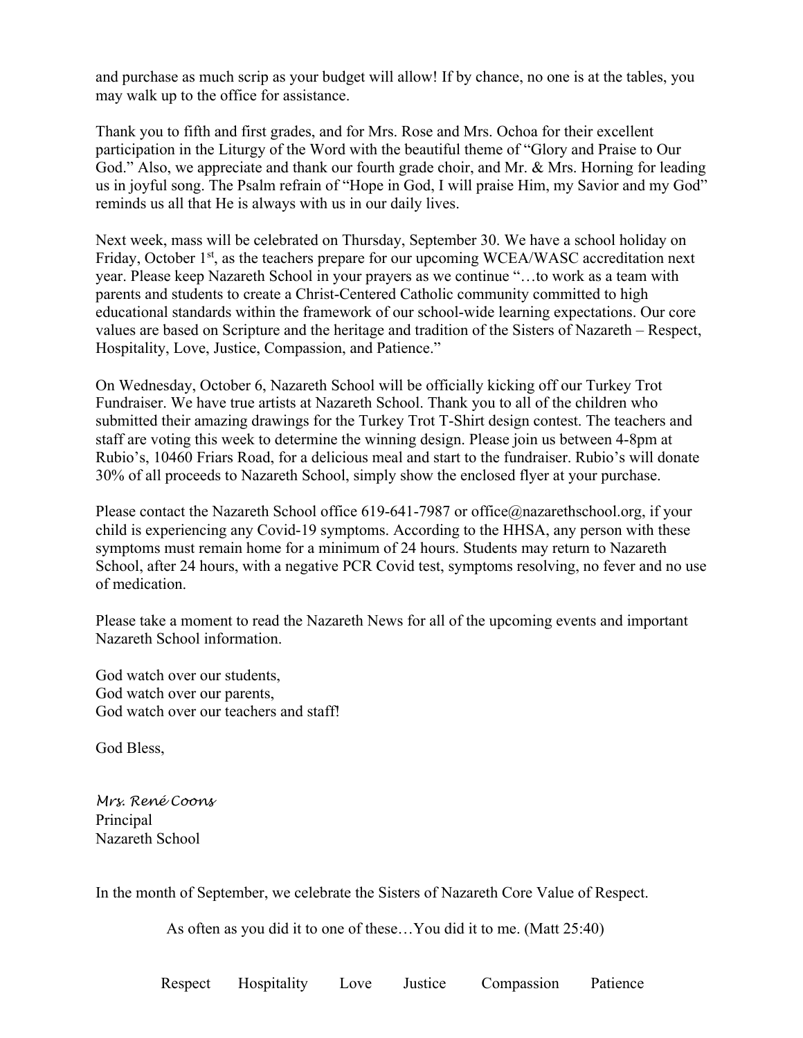and purchase as much scrip as your budget will allow! If by chance, no one is at the tables, you may walk up to the office for assistance.

Thank you to fifth and first grades, and for Mrs. Rose and Mrs. Ochoa for their excellent participation in the Liturgy of the Word with the beautiful theme of "Glory and Praise to Our God." Also, we appreciate and thank our fourth grade choir, and Mr. & Mrs. Horning for leading us in joyful song. The Psalm refrain of "Hope in God, I will praise Him, my Savior and my God" reminds us all that He is always with us in our daily lives.

Next week, mass will be celebrated on Thursday, September 30. We have a school holiday on Friday, October 1st, as the teachers prepare for our upcoming WCEA/WASC accreditation next year. Please keep Nazareth School in your prayers as we continue "…to work as a team with parents and students to create a Christ-Centered Catholic community committed to high educational standards within the framework of our school-wide learning expectations. Our core values are based on Scripture and the heritage and tradition of the Sisters of Nazareth – Respect, Hospitality, Love, Justice, Compassion, and Patience."

On Wednesday, October 6, Nazareth School will be officially kicking off our Turkey Trot Fundraiser. We have true artists at Nazareth School. Thank you to all of the children who submitted their amazing drawings for the Turkey Trot T-Shirt design contest. The teachers and staff are voting this week to determine the winning design. Please join us between 4-8pm at Rubio's, 10460 Friars Road, for a delicious meal and start to the fundraiser. Rubio's will donate 30% of all proceeds to Nazareth School, simply show the enclosed flyer at your purchase.

Please contact the Nazareth School office 619-641-7987 or office@nazarethschool.org, if your child is experiencing any Covid-19 symptoms. According to the HHSA, any person with these symptoms must remain home for a minimum of 24 hours. Students may return to Nazareth School, after 24 hours, with a negative PCR Covid test, symptoms resolving, no fever and no use of medication.

Please take a moment to read the Nazareth News for all of the upcoming events and important Nazareth School information.

God watch over our students,
God watch over our parents,
God watch over our teachers and staff!

God Bless,

*Mrs. René Coons*
Principal
Nazareth School

In the month of September, we celebrate the Sisters of Nazareth Core Value of Respect.

As often as you did it to one of these…You did it to me. (Matt 25:40)

Respect Hospitality Love Justice Compassion Patience